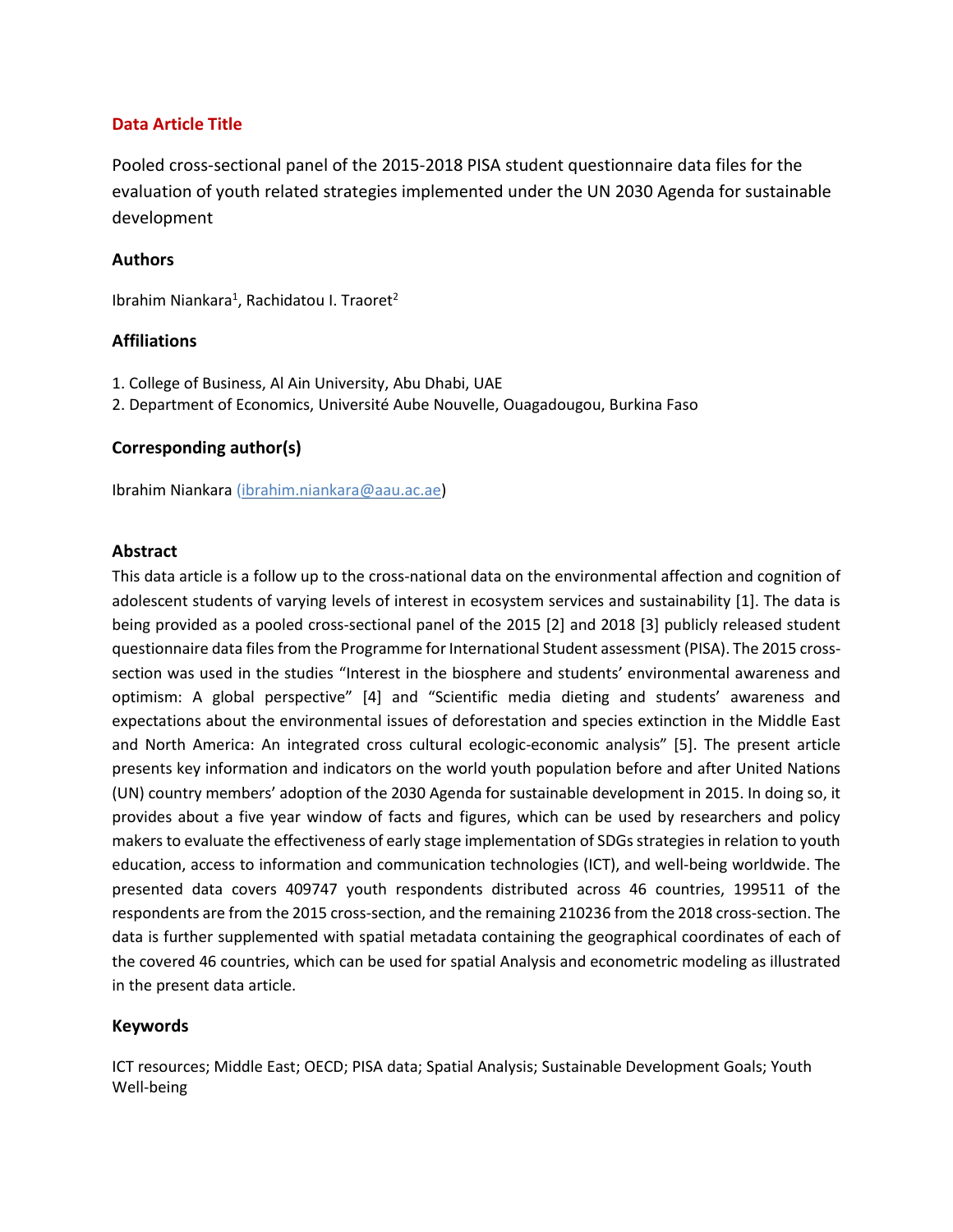## Data Article Title

Pooled cross-sectional panel of the 2015-2018 PISA student questionnaire data files for the evaluation of youth related strategies implemented under the UN 2030 Agenda for sustainable development

## Authors

Ibrahim Niankara[1], Rachidatou I. Traoret[2]

## Affiliations

1. College of Business, Al Ain University, Abu Dhabi, UAE
2. Department of Economics, Université Aube Nouvelle, Ouagadougou, Burkina Faso

## Corresponding author(s)

Ibrahim Niankara (ibrahim.niankara@aau.ac.ae)

## Abstract

This data article is a follow up to the cross-national data on the environmental affection and cognition of adolescent students of varying levels of interest in ecosystem services and sustainability [1]. The data is being provided as a pooled cross-sectional panel of the 2015 [2] and 2018 [3] publicly released student questionnaire data files from the Programme for International Student assessment (PISA). The 2015 cross-section was used in the studies "Interest in the biosphere and students' environmental awareness and optimism: A global perspective" [4] and "Scientific media dieting and students' awareness and expectations about the environmental issues of deforestation and species extinction in the Middle East and North America: An integrated cross cultural ecologic-economic analysis" [5]. The present article presents key information and indicators on the world youth population before and after United Nations (UN) country members' adoption of the 2030 Agenda for sustainable development in 2015. In doing so, it provides about a five year window of facts and figures, which can be used by researchers and policy makers to evaluate the effectiveness of early stage implementation of SDGs strategies in relation to youth education, access to information and communication technologies (ICT), and well-being worldwide. The presented data covers 409747 youth respondents distributed across 46 countries, 199511 of the respondents are from the 2015 cross-section, and the remaining 210236 from the 2018 cross-section. The data is further supplemented with spatial metadata containing the geographical coordinates of each of the covered 46 countries, which can be used for spatial Analysis and econometric modeling as illustrated in the present data article.

## Keywords

ICT resources; Middle East; OECD; PISA data; Spatial Analysis; Sustainable Development Goals; Youth Well-being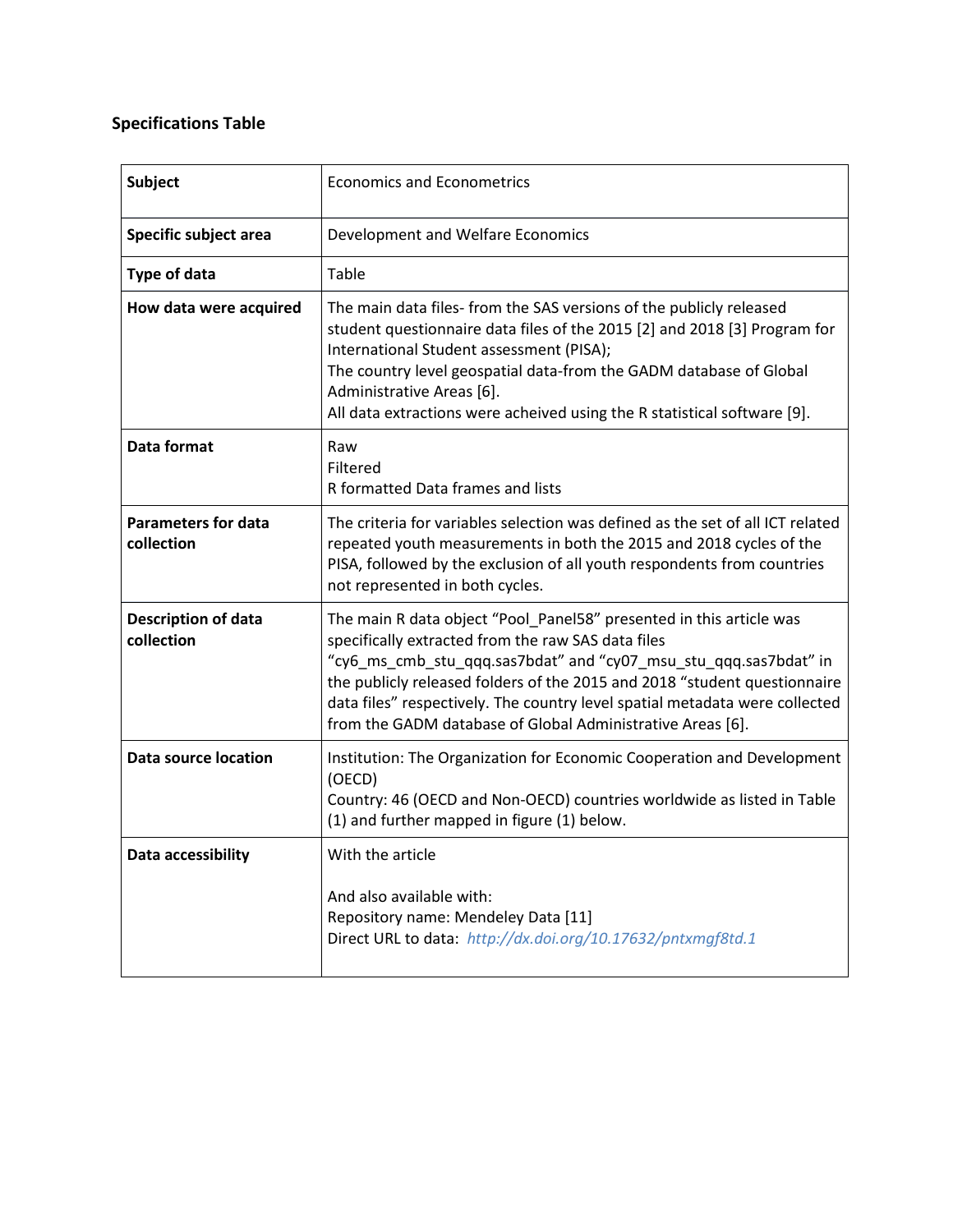## Specifications Table

| | |
|---|---|
| **Subject** | Economics and Econometrics |
| **Specific subject area** | Development and Welfare Economics |
| **Type of data** | Table |
| **How data were acquired** | The main data files- from the SAS versions of the publicly released student questionnaire data files of the 2015 [2] and 2018 [3] Program for International Student assessment (PISA);<br>The country level geospatial data-from the GADM database of Global Administrative Areas [6].<br>All data extractions were acheived using the R statistical software [9]. |
| **Data format** | Raw<br>Filtered<br>R formatted Data frames and lists |
| **Parameters for data collection** | The criteria for variables selection was defined as the set of all ICT related repeated youth measurements in both the 2015 and 2018 cycles of the PISA, followed by the exclusion of all youth respondents from countries not represented in both cycles. |
| **Description of data collection** | The main R data object "Pool_Panel58" presented in this article was specifically extracted from the raw SAS data files "cy6_ms_cmb_stu_qqq.sas7bdat" and "cy07_msu_stu_qqq.sas7bdat" in the publicly released folders of the 2015 and 2018 "student questionnaire data files" respectively. The country level spatial metadata were collected from the GADM database of Global Administrative Areas [6]. |
| **Data source location** | Institution: The Organization for Economic Cooperation and Development (OECD)<br>Country: 46 (OECD and Non-OECD) countries worldwide as listed in Table (1) and further mapped in figure (1) below. |
| **Data accessibility** | With the article<br><br>And also available with:<br>Repository name: Mendeley Data [11]<br>Direct URL to data: *http://dx.doi.org/10.17632/pntxmgf8td.1* |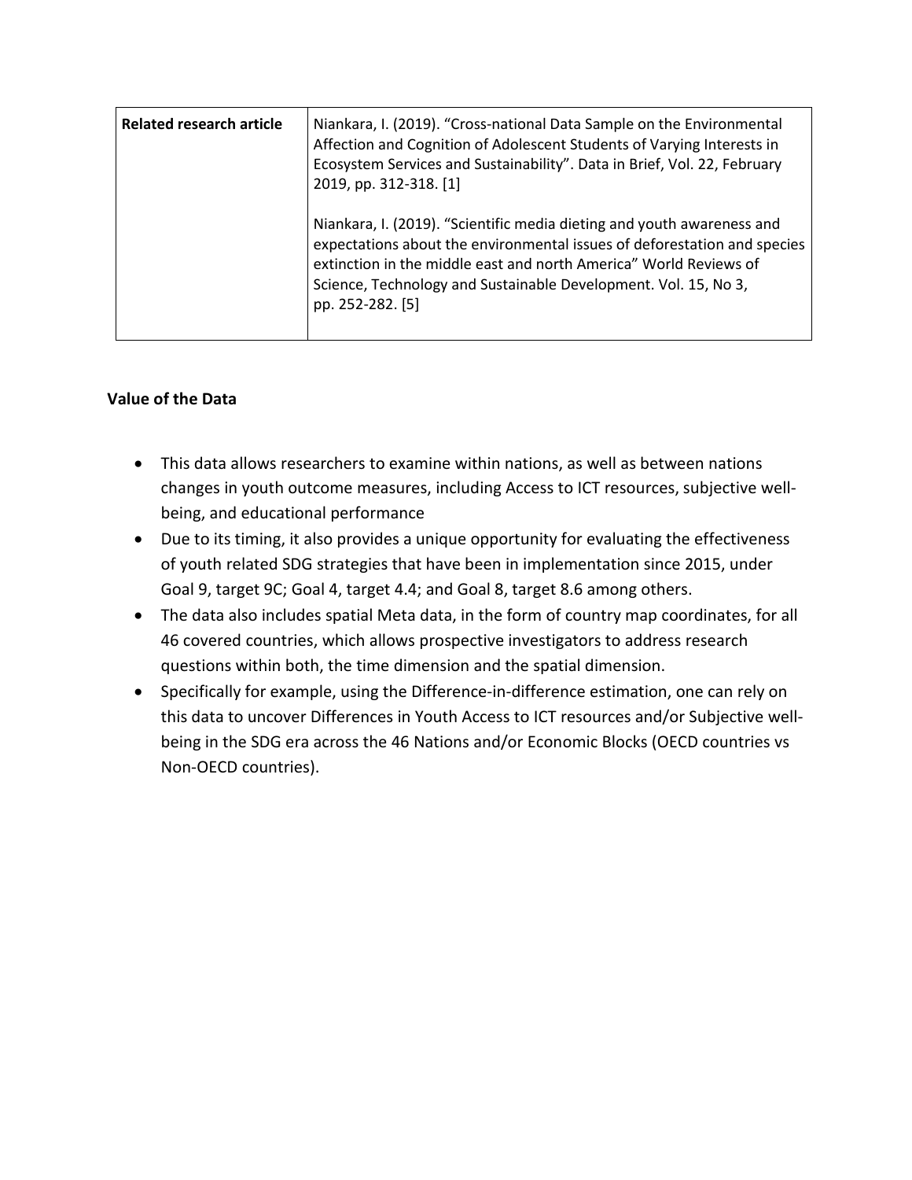| **Related research article** | Niankara, I. (2019). "Cross-national Data Sample on the Environmental Affection and Cognition of Adolescent Students of Varying Interests in Ecosystem Services and Sustainability". Data in Brief, Vol. 22, February 2019, pp. 312-318. [1]<br><br>Niankara, I. (2019). "Scientific media dieting and youth awareness and expectations about the environmental issues of deforestation and species extinction in the middle east and north America" World Reviews of Science, Technology and Sustainable Development. Vol. 15, No 3, pp. 252-282. [5] |
| --- | --- |

**Value of the Data**

- This data allows researchers to examine within nations, as well as between nations changes in youth outcome measures, including Access to ICT resources, subjective well-being, and educational performance
- Due to its timing, it also provides a unique opportunity for evaluating the effectiveness of youth related SDG strategies that have been in implementation since 2015, under Goal 9, target 9C; Goal 4, target 4.4; and Goal 8, target 8.6 among others.
- The data also includes spatial Meta data, in the form of country map coordinates, for all 46 covered countries, which allows prospective investigators to address research questions within both, the time dimension and the spatial dimension.
- Specifically for example, using the Difference-in-difference estimation, one can rely on this data to uncover Differences in Youth Access to ICT resources and/or Subjective well-being in the SDG era across the 46 Nations and/or Economic Blocks (OECD countries vs Non-OECD countries).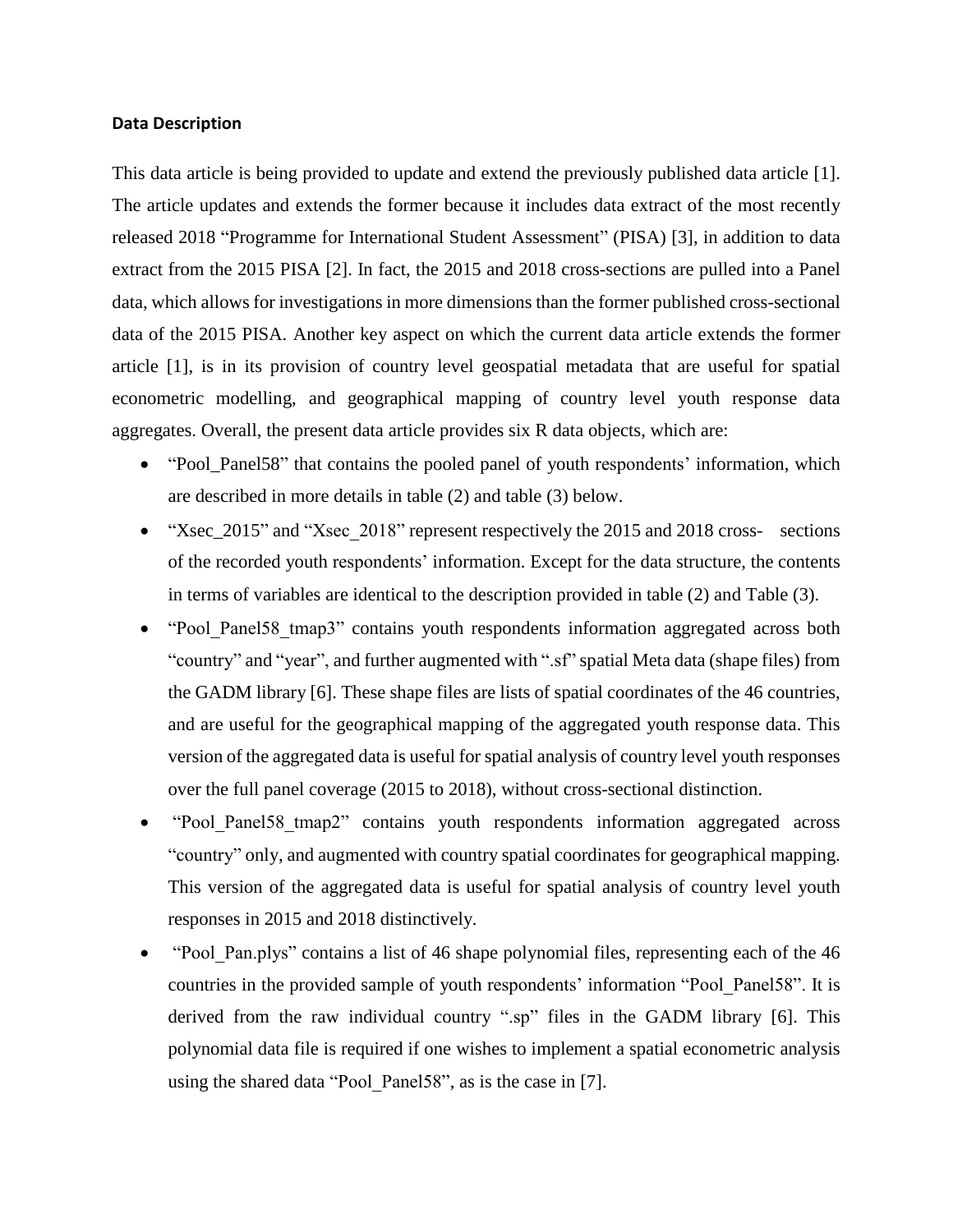**Data Description**

This data article is being provided to update and extend the previously published data article [1]. The article updates and extends the former because it includes data extract of the most recently released 2018 "Programme for International Student Assessment" (PISA) [3], in addition to data extract from the 2015 PISA [2]. In fact, the 2015 and 2018 cross-sections are pulled into a Panel data, which allows for investigations in more dimensions than the former published cross-sectional data of the 2015 PISA. Another key aspect on which the current data article extends the former article [1], is in its provision of country level geospatial metadata that are useful for spatial econometric modelling, and geographical mapping of country level youth response data aggregates. Overall, the present data article provides six R data objects, which are:

- "Pool_Panel58" that contains the pooled panel of youth respondents' information, which are described in more details in table (2) and table (3) below.
- "Xsec_2015" and "Xsec_2018" represent respectively the 2015 and 2018 cross- sections of the recorded youth respondents' information. Except for the data structure, the contents in terms of variables are identical to the description provided in table (2) and Table (3).
- "Pool_Panel58_tmap3" contains youth respondents information aggregated across both "country" and "year", and further augmented with ".sf" spatial Meta data (shape files) from the GADM library [6]. These shape files are lists of spatial coordinates of the 46 countries, and are useful for the geographical mapping of the aggregated youth response data. This version of the aggregated data is useful for spatial analysis of country level youth responses over the full panel coverage (2015 to 2018), without cross-sectional distinction.
- "Pool_Panel58_tmap2" contains youth respondents information aggregated across "country" only, and augmented with country spatial coordinates for geographical mapping. This version of the aggregated data is useful for spatial analysis of country level youth responses in 2015 and 2018 distinctively.
- "Pool_Pan.plys" contains a list of 46 shape polynomial files, representing each of the 46 countries in the provided sample of youth respondents' information "Pool_Panel58". It is derived from the raw individual country ".sp" files in the GADM library [6]. This polynomial data file is required if one wishes to implement a spatial econometric analysis using the shared data "Pool_Panel58", as is the case in [7].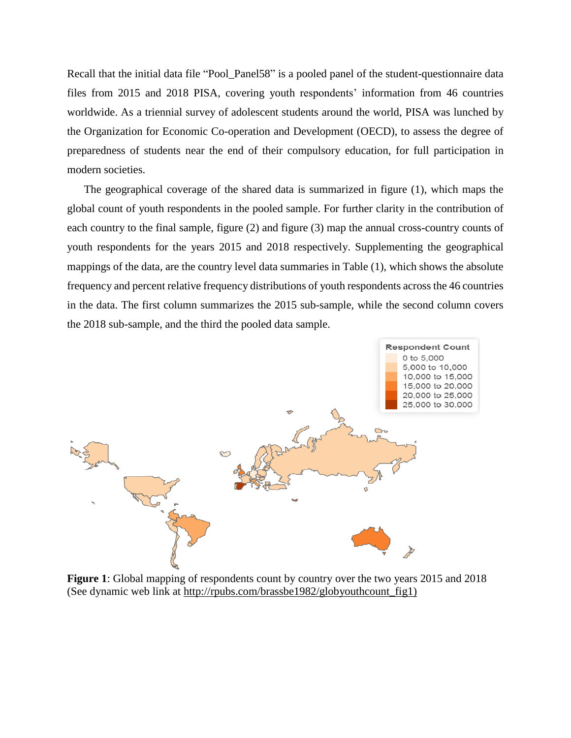Recall that the initial data file “Pool_Panel58” is a pooled panel of the student-questionnaire data files from 2015 and 2018 PISA, covering youth respondents’ information from 46 countries worldwide. As a triennial survey of adolescent students around the world, PISA was lunched by the Organization for Economic Co-operation and Development (OECD), to assess the degree of preparedness of students near the end of their compulsory education, for full participation in modern societies.

The geographical coverage of the shared data is summarized in figure (1), which maps the global count of youth respondents in the pooled sample. For further clarity in the contribution of each country to the final sample, figure (2) and figure (3) map the annual cross-country counts of youth respondents for the years 2015 and 2018 respectively. Supplementing the geographical mappings of the data, are the country level data summaries in Table (1), which shows the absolute frequency and percent relative frequency distributions of youth respondents across the 46 countries in the data. The first column summarizes the 2015 sub-sample, while the second column covers the 2018 sub-sample, and the third the pooled data sample.

**Figure 1**: Global mapping of respondents count by country over the two years 2015 and 2018 (See dynamic web link at http://rpubs.com/brassbe1982/globyouthcount_fig1)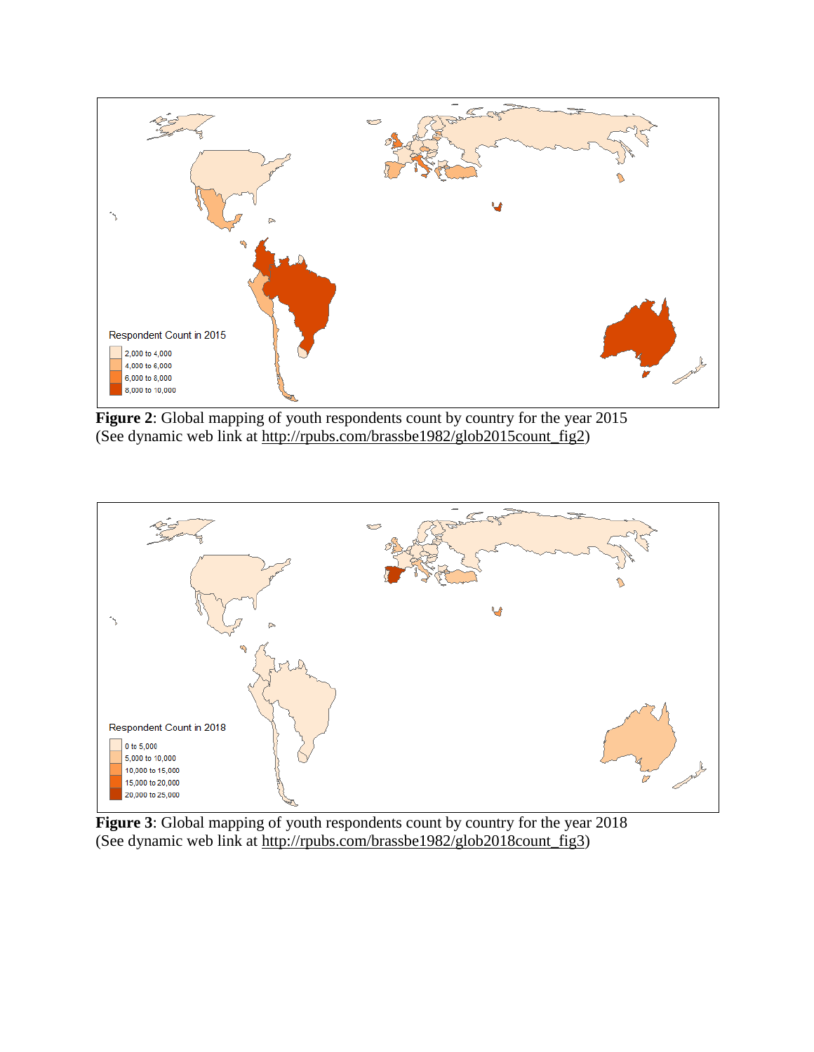**Figure 2**: Global mapping of youth respondents count by country for the year 2015
(See dynamic web link at http://rpubs.com/brassbe1982/glob2015count_fig2)

**Figure 3**: Global mapping of youth respondents count by country for the year 2018
(See dynamic web link at http://rpubs.com/brassbe1982/glob2018count_fig3)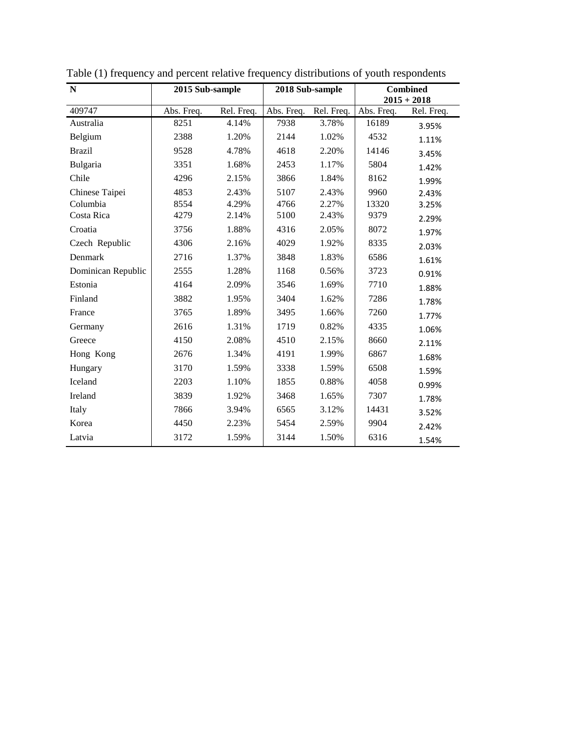Table (1) frequency and percent relative frequency distributions of youth respondents

| N | 2015 Sub-sample | | 2018 Sub-sample | | Combined 2015 + 2018 | |
|---|---|---|---|---|---|---|
| 409747 | Abs. Freq. | Rel. Freq. | Abs. Freq. | Rel. Freq. | Abs. Freq. | Rel. Freq. |
| Australia | 8251 | 4.14% | 7938 | 3.78% | 16189 | 3.95% |
| Belgium | 2388 | 1.20% | 2144 | 1.02% | 4532 | 1.11% |
| Brazil | 9528 | 4.78% | 4618 | 2.20% | 14146 | 3.45% |
| Bulgaria | 3351 | 1.68% | 2453 | 1.17% | 5804 | 1.42% |
| Chile | 4296 | 2.15% | 3866 | 1.84% | 8162 | 1.99% |
| Chinese Taipei | 4853 | 2.43% | 5107 | 2.43% | 9960 | 2.43% |
| Columbia | 8554 | 4.29% | 4766 | 2.27% | 13320 | 3.25% |
| Costa Rica | 4279 | 2.14% | 5100 | 2.43% | 9379 | 2.29% |
| Croatia | 3756 | 1.88% | 4316 | 2.05% | 8072 | 1.97% |
| Czech Republic | 4306 | 2.16% | 4029 | 1.92% | 8335 | 2.03% |
| Denmark | 2716 | 1.37% | 3848 | 1.83% | 6586 | 1.61% |
| Dominican Republic | 2555 | 1.28% | 1168 | 0.56% | 3723 | 0.91% |
| Estonia | 4164 | 2.09% | 3546 | 1.69% | 7710 | 1.88% |
| Finland | 3882 | 1.95% | 3404 | 1.62% | 7286 | 1.78% |
| France | 3765 | 1.89% | 3495 | 1.66% | 7260 | 1.77% |
| Germany | 2616 | 1.31% | 1719 | 0.82% | 4335 | 1.06% |
| Greece | 4150 | 2.08% | 4510 | 2.15% | 8660 | 2.11% |
| Hong Kong | 2676 | 1.34% | 4191 | 1.99% | 6867 | 1.68% |
| Hungary | 3170 | 1.59% | 3338 | 1.59% | 6508 | 1.59% |
| Iceland | 2203 | 1.10% | 1855 | 0.88% | 4058 | 0.99% |
| Ireland | 3839 | 1.92% | 3468 | 1.65% | 7307 | 1.78% |
| Italy | 7866 | 3.94% | 6565 | 3.12% | 14431 | 3.52% |
| Korea | 4450 | 2.23% | 5454 | 2.59% | 9904 | 2.42% |
| Latvia | 3172 | 1.59% | 3144 | 1.50% | 6316 | 1.54% |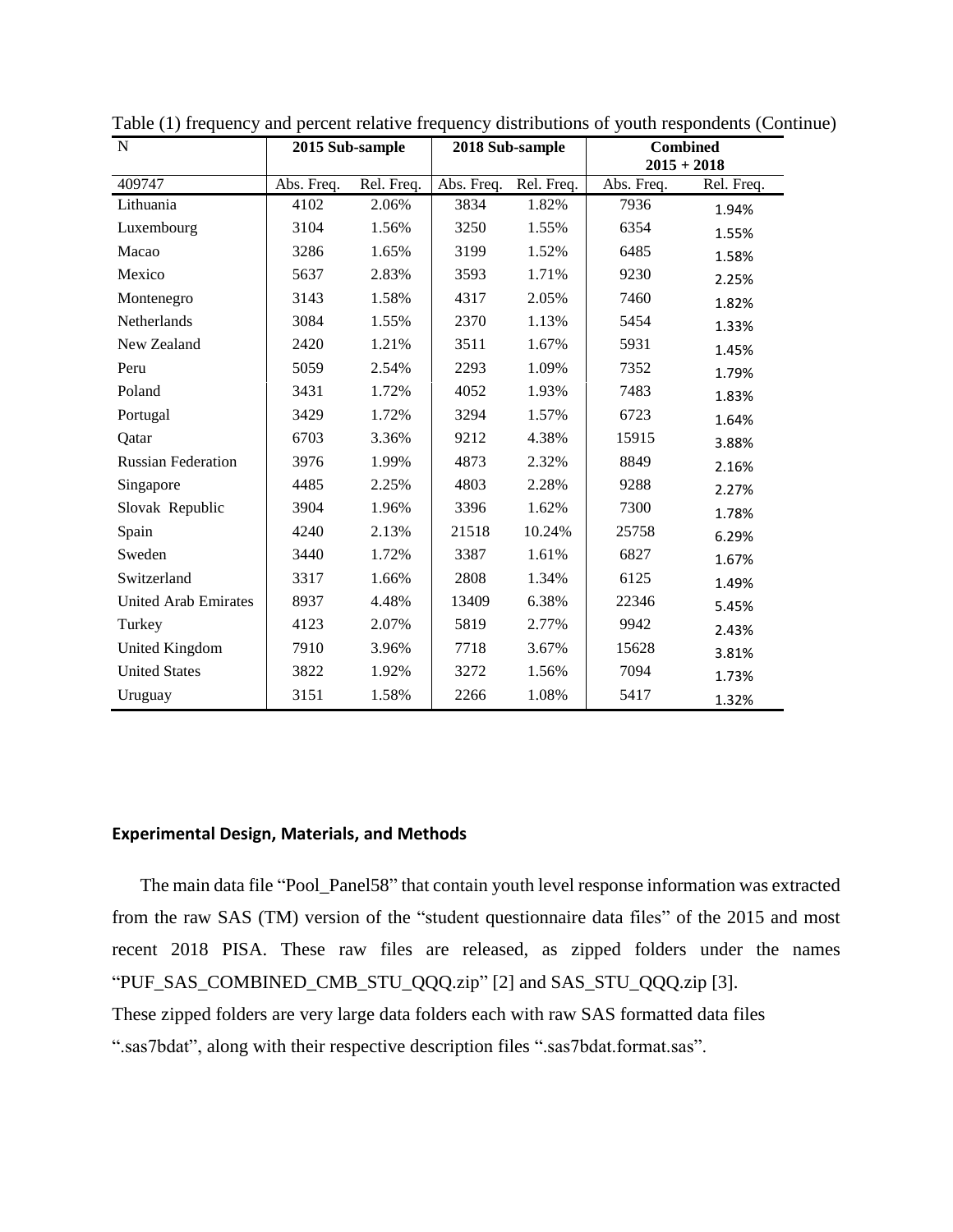Table (1) frequency and percent relative frequency distributions of youth respondents (Continue)

| N | 2015 Sub-sample | | 2018 Sub-sample | | Combined 2015 + 2018 | |
|---|---|---|---|---|---|---|
| 409747 | Abs. Freq. | Rel. Freq. | Abs. Freq. | Rel. Freq. | Abs. Freq. | Rel. Freq. |
| Lithuania | 4102 | 2.06% | 3834 | 1.82% | 7936 | 1.94% |
| Luxembourg | 3104 | 1.56% | 3250 | 1.55% | 6354 | 1.55% |
| Macao | 3286 | 1.65% | 3199 | 1.52% | 6485 | 1.58% |
| Mexico | 5637 | 2.83% | 3593 | 1.71% | 9230 | 2.25% |
| Montenegro | 3143 | 1.58% | 4317 | 2.05% | 7460 | 1.82% |
| Netherlands | 3084 | 1.55% | 2370 | 1.13% | 5454 | 1.33% |
| New Zealand | 2420 | 1.21% | 3511 | 1.67% | 5931 | 1.45% |
| Peru | 5059 | 2.54% | 2293 | 1.09% | 7352 | 1.79% |
| Poland | 3431 | 1.72% | 4052 | 1.93% | 7483 | 1.83% |
| Portugal | 3429 | 1.72% | 3294 | 1.57% | 6723 | 1.64% |
| Qatar | 6703 | 3.36% | 9212 | 4.38% | 15915 | 3.88% |
| Russian Federation | 3976 | 1.99% | 4873 | 2.32% | 8849 | 2.16% |
| Singapore | 4485 | 2.25% | 4803 | 2.28% | 9288 | 2.27% |
| Slovak Republic | 3904 | 1.96% | 3396 | 1.62% | 7300 | 1.78% |
| Spain | 4240 | 2.13% | 21518 | 10.24% | 25758 | 6.29% |
| Sweden | 3440 | 1.72% | 3387 | 1.61% | 6827 | 1.67% |
| Switzerland | 3317 | 1.66% | 2808 | 1.34% | 6125 | 1.49% |
| United Arab Emirates | 8937 | 4.48% | 13409 | 6.38% | 22346 | 5.45% |
| Turkey | 4123 | 2.07% | 5819 | 2.77% | 9942 | 2.43% |
| United Kingdom | 7910 | 3.96% | 7718 | 3.67% | 15628 | 3.81% |
| United States | 3822 | 1.92% | 3272 | 1.56% | 7094 | 1.73% |
| Uruguay | 3151 | 1.58% | 2266 | 1.08% | 5417 | 1.32% |

**Experimental Design, Materials, and Methods**

The main data file "Pool_Panel58" that contain youth level response information was extracted from the raw SAS (TM) version of the "student questionnaire data files" of the 2015 and most recent 2018 PISA. These raw files are released, as zipped folders under the names "PUF_SAS_COMBINED_CMB_STU_QQQ.zip" [2] and SAS_STU_QQQ.zip [3].
These zipped folders are very large data folders each with raw SAS formatted data files ".sas7bdat", along with their respective description files ".sas7bdat.format.sas".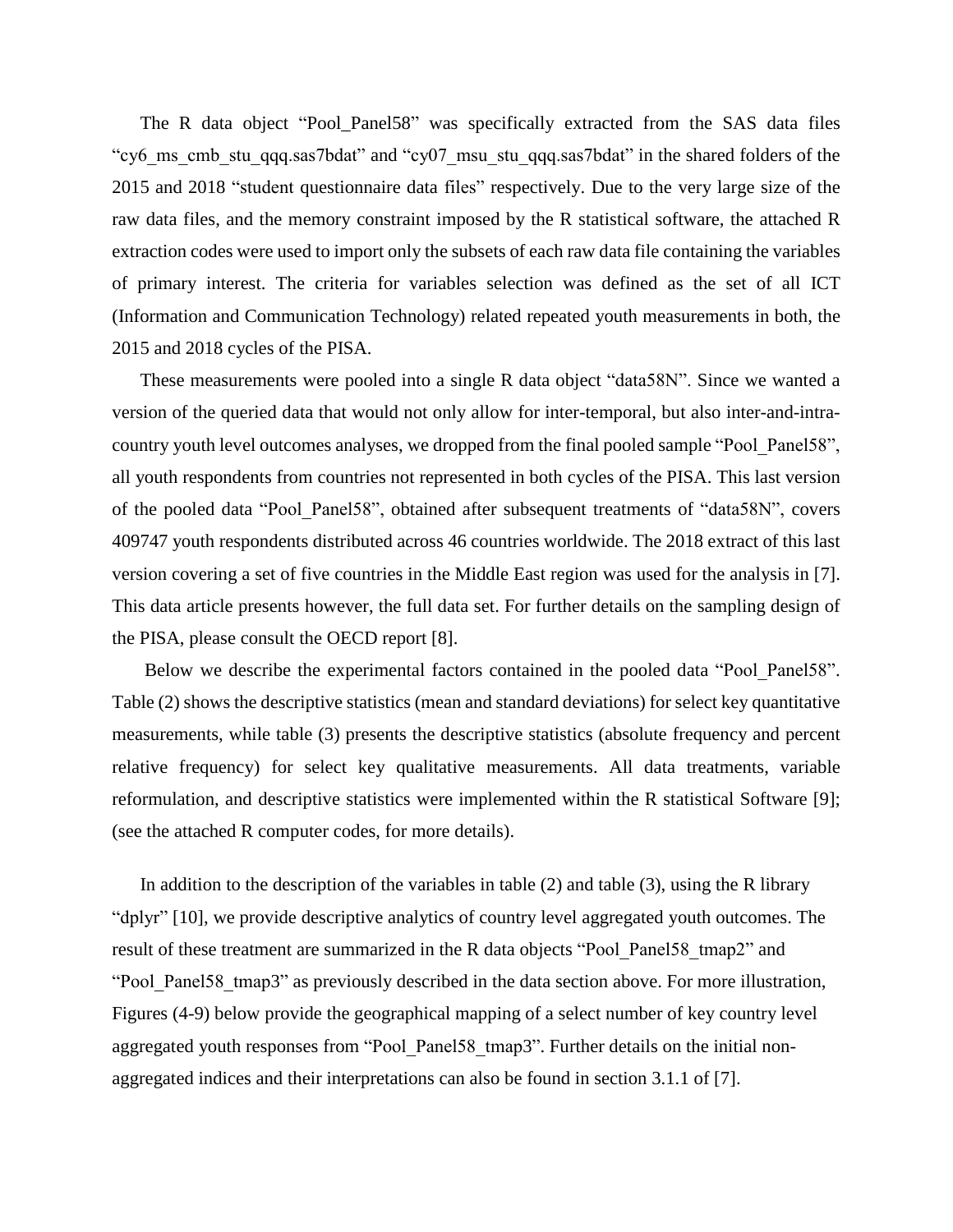The R data object “Pool_Panel58” was specifically extracted from the SAS data files “cy6_ms_cmb_stu_qqq.sas7bdat” and “cy07_msu_stu_qqq.sas7bdat” in the shared folders of the 2015 and 2018 “student questionnaire data files” respectively. Due to the very large size of the raw data files, and the memory constraint imposed by the R statistical software, the attached R extraction codes were used to import only the subsets of each raw data file containing the variables of primary interest. The criteria for variables selection was defined as the set of all ICT (Information and Communication Technology) related repeated youth measurements in both, the 2015 and 2018 cycles of the PISA.

These measurements were pooled into a single R data object “data58N”. Since we wanted a version of the queried data that would not only allow for inter-temporal, but also inter-and-intra-country youth level outcomes analyses, we dropped from the final pooled sample “Pool_Panel58”, all youth respondents from countries not represented in both cycles of the PISA. This last version of the pooled data “Pool_Panel58”, obtained after subsequent treatments of “data58N”, covers 409747 youth respondents distributed across 46 countries worldwide. The 2018 extract of this last version covering a set of five countries in the Middle East region was used for the analysis in [7]. This data article presents however, the full data set. For further details on the sampling design of the PISA, please consult the OECD report [8].

Below we describe the experimental factors contained in the pooled data “Pool_Panel58”. Table (2) shows the descriptive statistics (mean and standard deviations) for select key quantitative measurements, while table (3) presents the descriptive statistics (absolute frequency and percent relative frequency) for select key qualitative measurements. All data treatments, variable reformulation, and descriptive statistics were implemented within the R statistical Software [9]; (see the attached R computer codes, for more details).

In addition to the description of the variables in table (2) and table (3), using the R library “dplyr” [10], we provide descriptive analytics of country level aggregated youth outcomes. The result of these treatment are summarized in the R data objects “Pool_Panel58_tmap2” and “Pool_Panel58_tmap3” as previously described in the data section above. For more illustration, Figures (4-9) below provide the geographical mapping of a select number of key country level aggregated youth responses from “Pool_Panel58_tmap3”. Further details on the initial non-aggregated indices and their interpretations can also be found in section 3.1.1 of [7].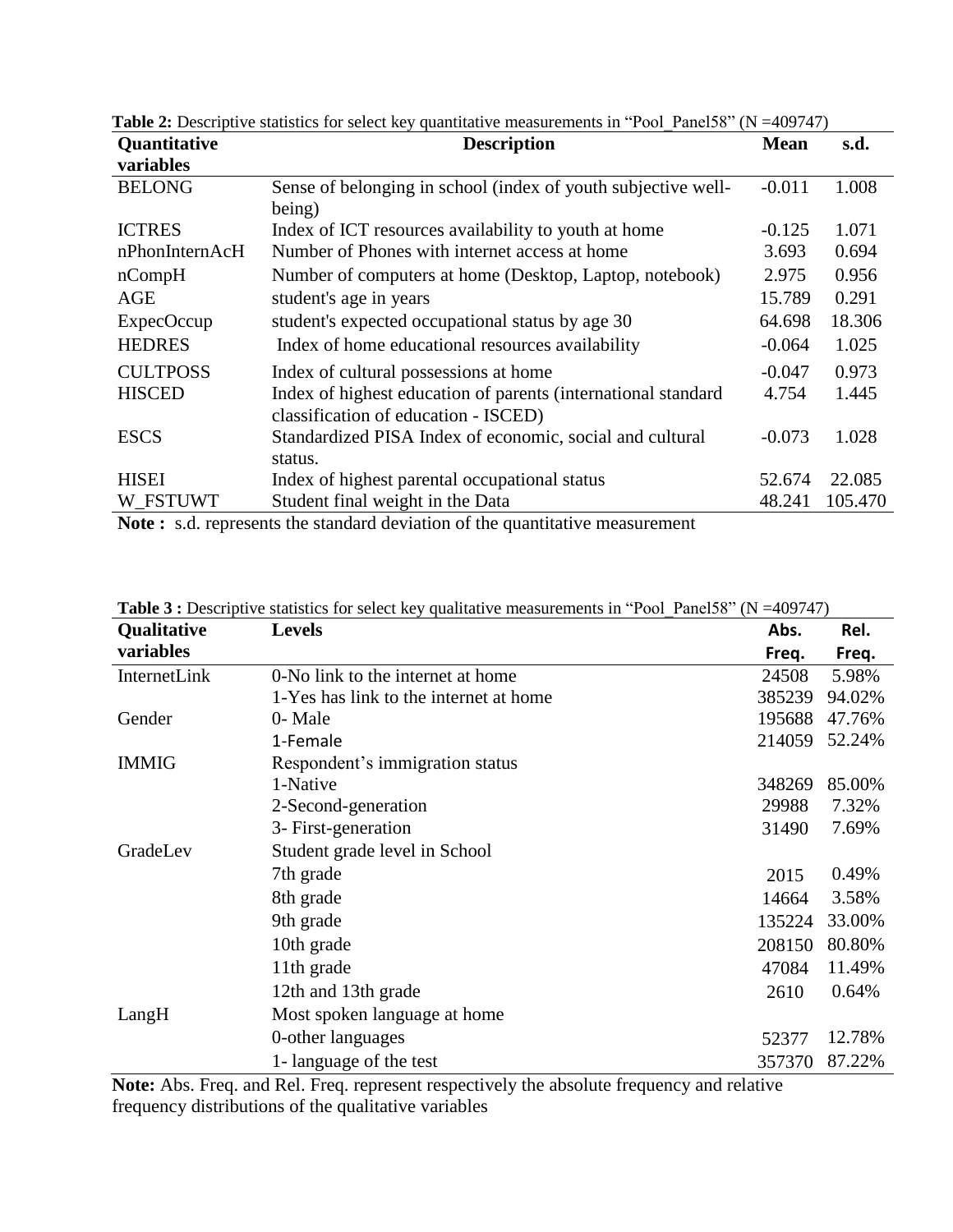**Table 2:** Descriptive statistics for select key quantitative measurements in "Pool_Panel58" (N =409747)

| Quantitative variables | Description | Mean | s.d. |
|---|---|---|---|
| BELONG | Sense of belonging in school (index of youth subjective well-being) | -0.011 | 1.008 |
| ICTRES | Index of ICT resources availability to youth at home | -0.125 | 1.071 |
| nPhonInternAcH | Number of Phones with internet access at home | 3.693 | 0.694 |
| nCompH | Number of computers at home (Desktop, Laptop, notebook) | 2.975 | 0.956 |
| AGE | student's age in years | 15.789 | 0.291 |
| ExpecOccup | student's expected occupational status by age 30 | 64.698 | 18.306 |
| HEDRES | Index of home educational resources availability | -0.064 | 1.025 |
| CULTPOSS | Index of cultural possessions at home | -0.047 | 0.973 |
| HISCED | Index of highest education of parents (international standard classification of education - ISCED) | 4.754 | 1.445 |
| ESCS | Standardized PISA Index of economic, social and cultural status. | -0.073 | 1.028 |
| HISEI | Index of highest parental occupational status | 52.674 | 22.085 |
| W_FSTUWT | Student final weight in the Data | 48.241 | 105.470 |

**Note :** s.d. represents the standard deviation of the quantitative measurement

**Table 3 :** Descriptive statistics for select key qualitative measurements in "Pool_Panel58" (N =409747)

| Qualitative variables | Levels | Abs. Freq. | Rel. Freq. |
|---|---|---|---|
| InternetLink | 0-No link to the internet at home | 24508 | 5.98% |
| | 1-Yes has link to the internet at home | 385239 | 94.02% |
| Gender | 0- Male | 195688 | 47.76% |
| | 1-Female | 214059 | 52.24% |
| IMMIG | Respondent's immigration status | | |
| | 1-Native | 348269 | 85.00% |
| | 2-Second-generation | 29988 | 7.32% |
| | 3- First-generation | 31490 | 7.69% |
| GradeLev | Student grade level in School | | |
| | 7th grade | 2015 | 0.49% |
| | 8th grade | 14664 | 3.58% |
| | 9th grade | 135224 | 33.00% |
| | 10th grade | 208150 | 80.80% |
| | 11th grade | 47084 | 11.49% |
| | 12th and 13th grade | 2610 | 0.64% |
| LangH | Most spoken language at home | | |
| | 0-other languages | 52377 | 12.78% |
| | 1- language of the test | 357370 | 87.22% |

**Note:** Abs. Freq. and Rel. Freq. represent respectively the absolute frequency and relative frequency distributions of the qualitative variables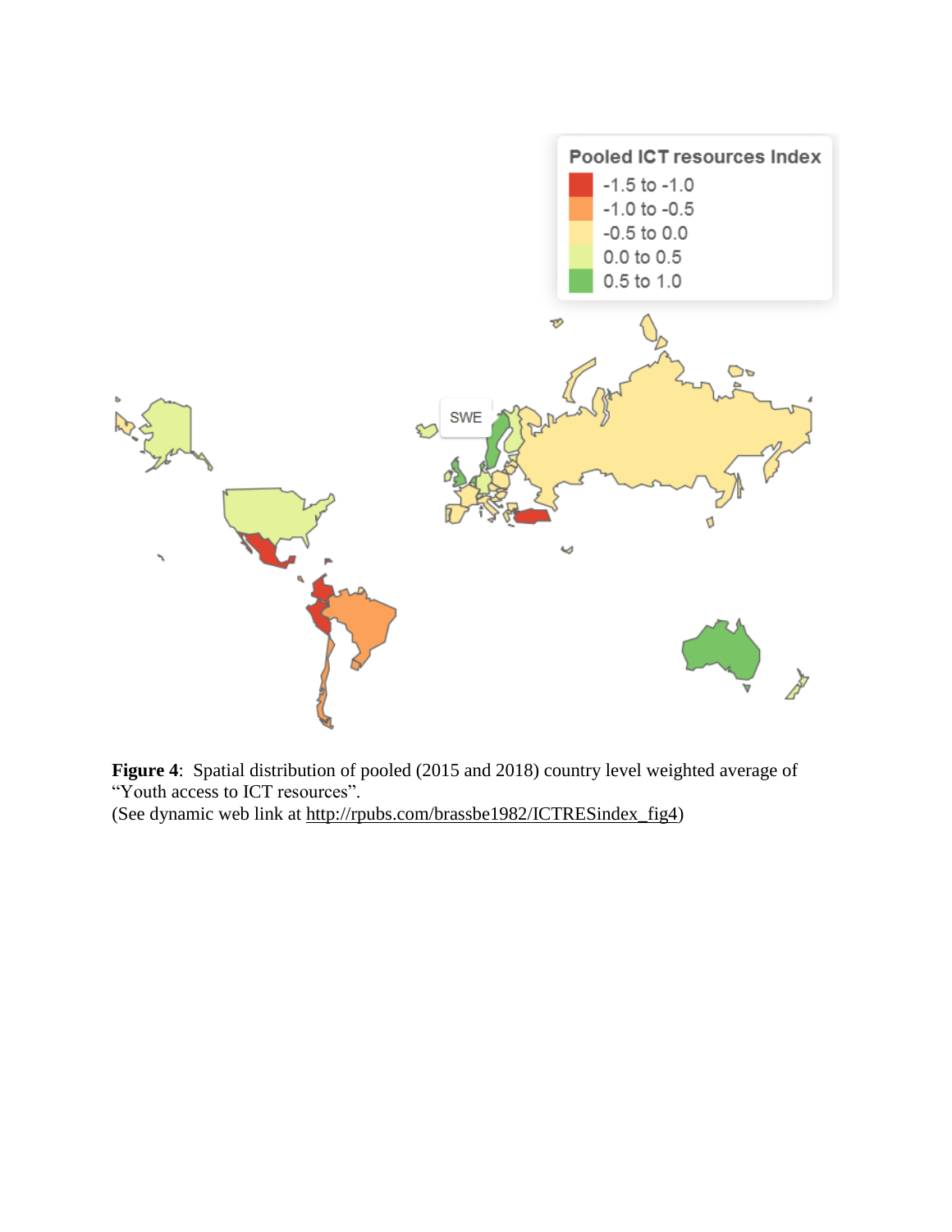**Figure 4**: Spatial distribution of pooled (2015 and 2018) country level weighted average of "Youth access to ICT resources".
(See dynamic web link at http://rpubs.com/brassbe1982/ICTRESindex_fig4)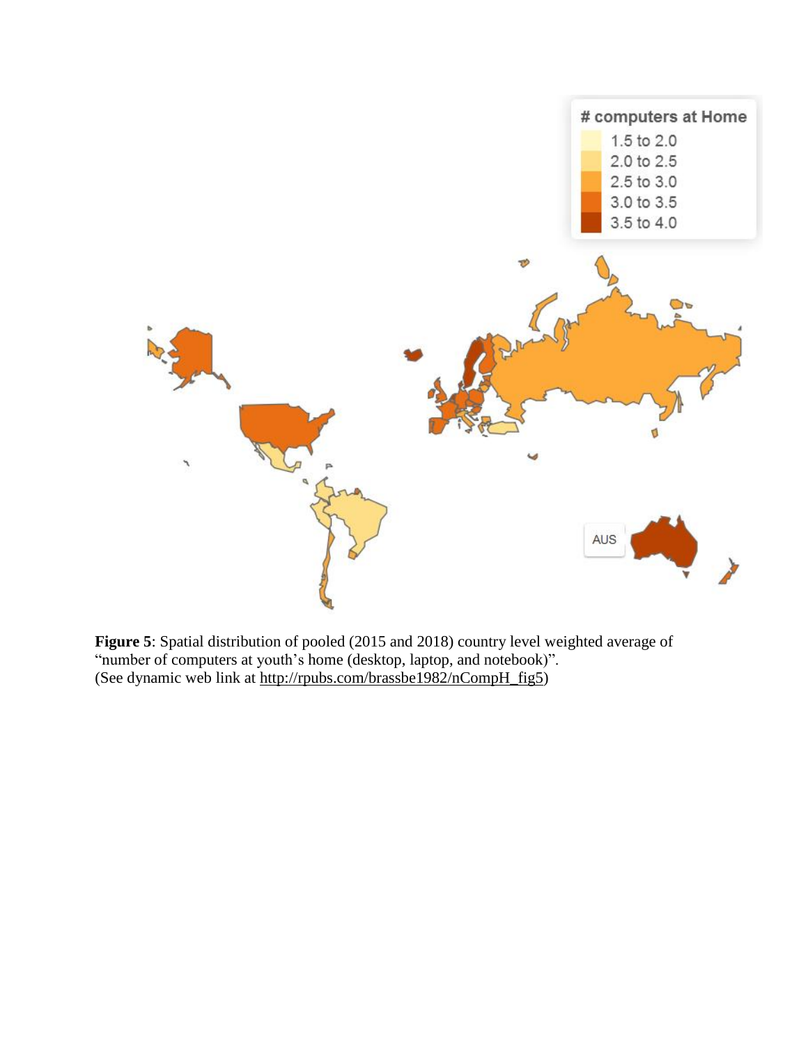**Figure 5**: Spatial distribution of pooled (2015 and 2018) country level weighted average of "number of computers at youth's home (desktop, laptop, and notebook)".
(See dynamic web link at http://rpubs.com/brassbe1982/nCompH_fig5)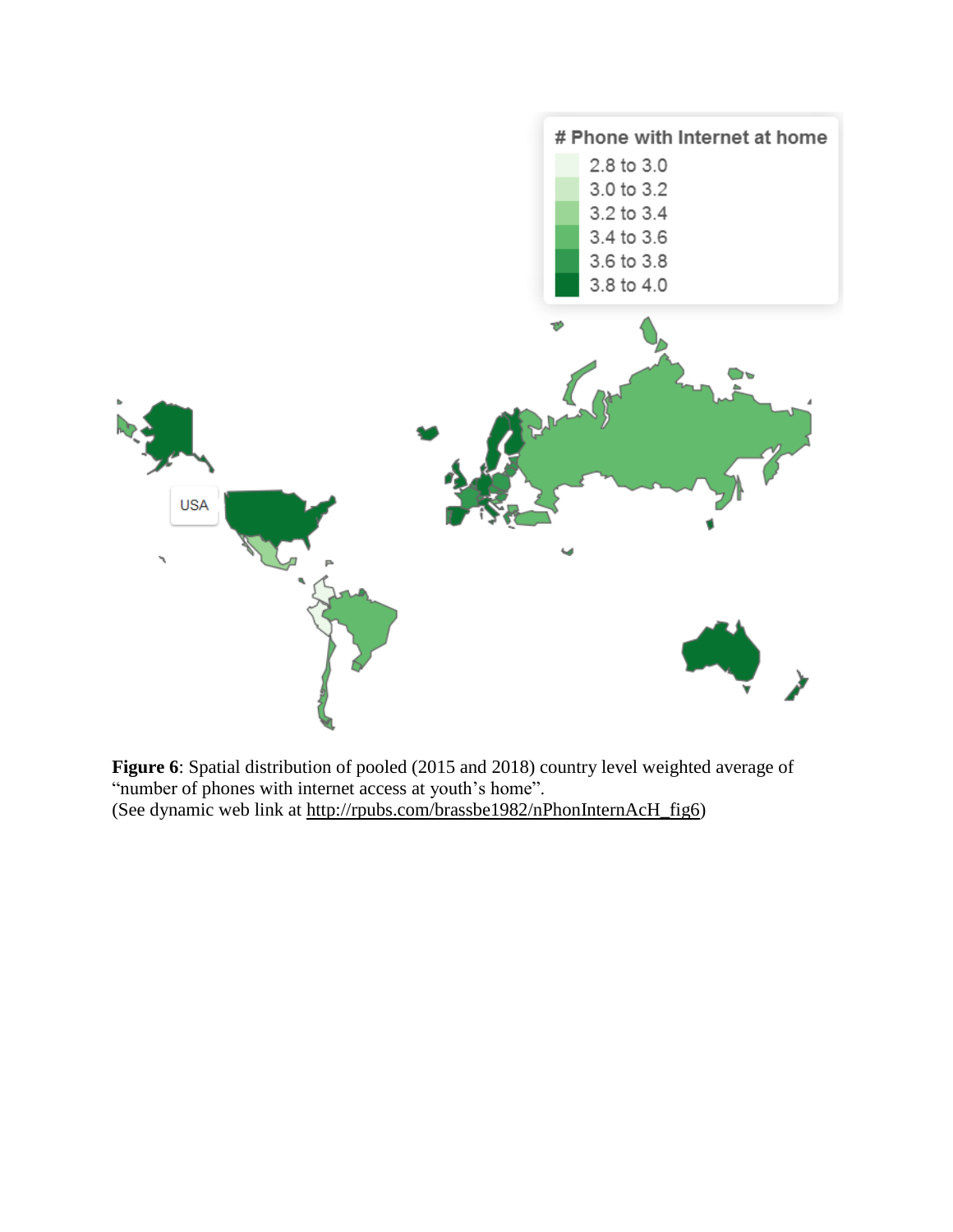**Figure 6**: Spatial distribution of pooled (2015 and 2018) country level weighted average of "number of phones with internet access at youth's home".
(See dynamic web link at http://rpubs.com/brassbe1982/nPhonInternAcH_fig6)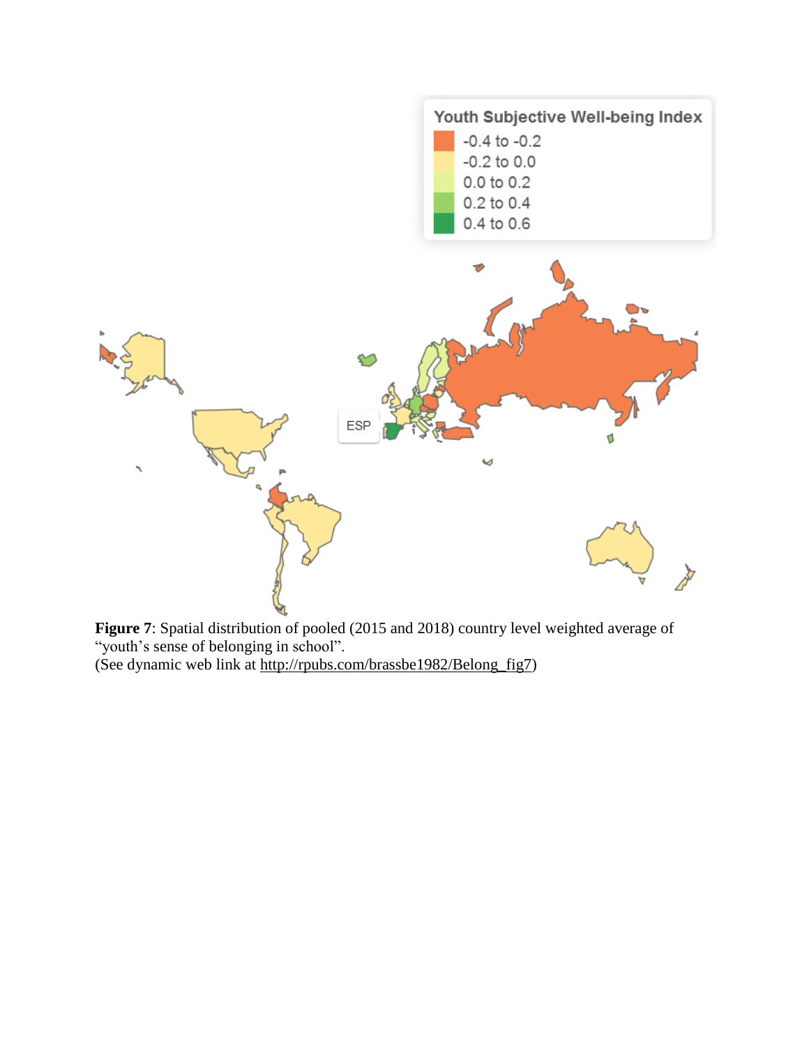**Figure 7**: Spatial distribution of pooled (2015 and 2018) country level weighted average of "youth's sense of belonging in school".
(See dynamic web link at http://rpubs.com/brassbe1982/Belong_fig7)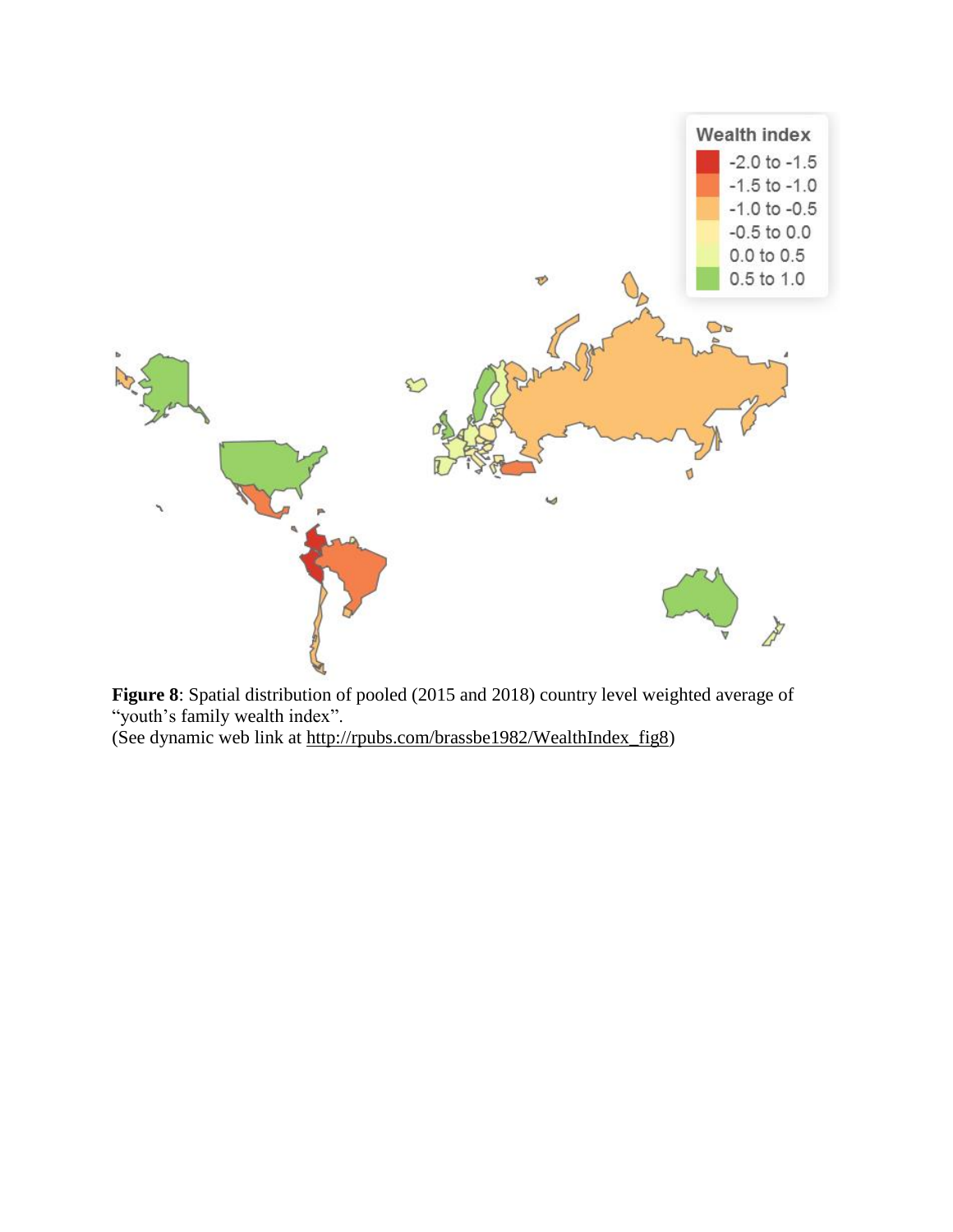**Figure 8**: Spatial distribution of pooled (2015 and 2018) country level weighted average of "youth's family wealth index".
(See dynamic web link at http://rpubs.com/brassbe1982/WealthIndex_fig8)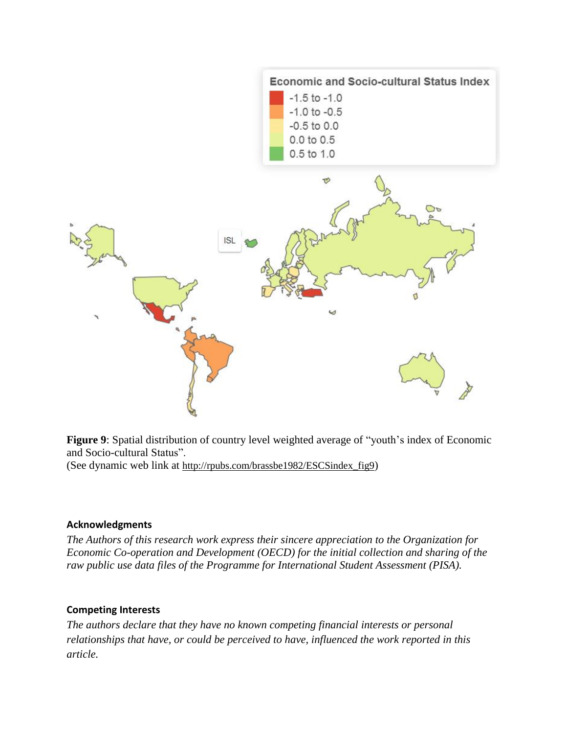**Figure 9**: Spatial distribution of country level weighted average of "youth's index of Economic and Socio-cultural Status".
(See dynamic web link at http://rpubs.com/brassbe1982/ESCSindex_fig9)

### Acknowledgments

*The Authors of this research work express their sincere appreciation to the Organization for Economic Co-operation and Development (OECD) for the initial collection and sharing of the raw public use data files of the Programme for International Student Assessment (PISA).*

### Competing Interests

*The authors declare that they have no known competing financial interests or personal relationships that have, or could be perceived to have, influenced the work reported in this article.*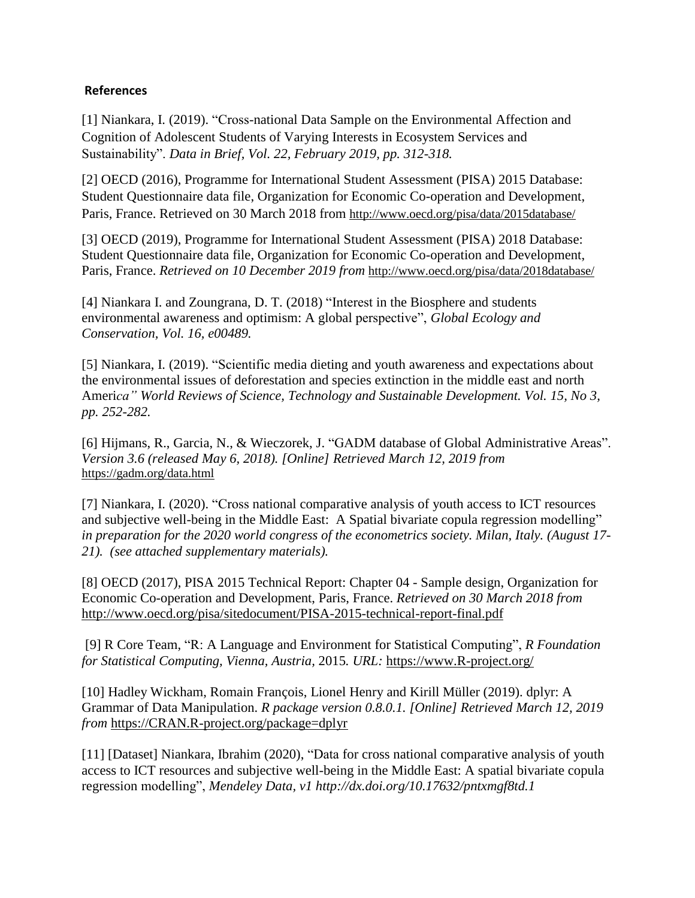**References**

[1] Niankara, I. (2019). "Cross-national Data Sample on the Environmental Affection and Cognition of Adolescent Students of Varying Interests in Ecosystem Services and Sustainability". *Data in Brief, Vol. 22, February 2019, pp. 312-318.*

[2] OECD (2016), Programme for International Student Assessment (PISA) 2015 Database: Student Questionnaire data file, Organization for Economic Co-operation and Development, Paris, France. Retrieved on 30 March 2018 from http://www.oecd.org/pisa/data/2015database/

[3] OECD (2019), Programme for International Student Assessment (PISA) 2018 Database: Student Questionnaire data file, Organization for Economic Co-operation and Development, Paris, France. *Retrieved on 10 December 2019 from* http://www.oecd.org/pisa/data/2018database/

[4] Niankara I. and Zoungrana, D. T. (2018) "Interest in the Biosphere and students environmental awareness and optimism: A global perspective", *Global Ecology and Conservation, Vol. 16, e00489.*

[5] Niankara, I. (2019). "Scientific media dieting and youth awareness and expectations about the environmental issues of deforestation and species extinction in the middle east and north Ameri*ca" World Reviews of Science, Technology and Sustainable Development. Vol. 15, No 3, pp. 252-282.*

[6] Hijmans, R., Garcia, N., & Wieczorek, J. "GADM database of Global Administrative Areas". *Version 3.6 (released May 6, 2018). [Online] Retrieved March 12, 2019 from* https://gadm.org/data.html

[7] Niankara, I. (2020). "Cross national comparative analysis of youth access to ICT resources and subjective well-being in the Middle East: A Spatial bivariate copula regression modelling" *in preparation for the 2020 world congress of the econometrics society. Milan, Italy. (August 17-21). (see attached supplementary materials).*

[8] OECD (2017), PISA 2015 Technical Report: Chapter 04 - Sample design, Organization for Economic Co-operation and Development, Paris, France. *Retrieved on 30 March 2018 from* http://www.oecd.org/pisa/sitedocument/PISA-2015-technical-report-final.pdf

[9] R Core Team, "R: A Language and Environment for Statistical Computing", *R Foundation for Statistical Computing, Vienna, Austria,* 2015*. URL:* https://www.R-project.org/

[10] Hadley Wickham, Romain François, Lionel Henry and Kirill Müller (2019). dplyr: A Grammar of Data Manipulation. *R package version 0.8.0.1. [Online] Retrieved March 12, 2019 from* https://CRAN.R-project.org/package=dplyr

[11] [Dataset] Niankara, Ibrahim (2020), "Data for cross national comparative analysis of youth access to ICT resources and subjective well-being in the Middle East: A spatial bivariate copula regression modelling", *Mendeley Data, v1 http://dx.doi.org/10.17632/pntxmgf8td.1*